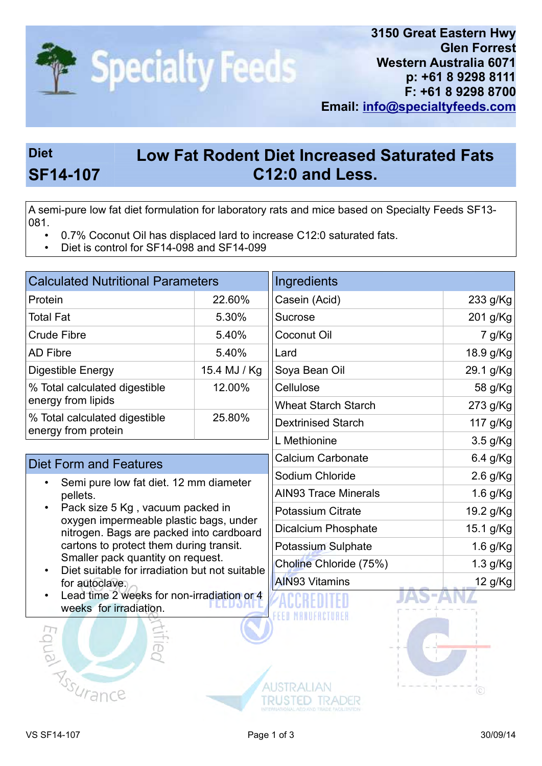Specialty Feeds

3150 Great Eastern Hwy
Glen Forrest
Western Australia 6071
p: +61 8 9298 8111
F: +61 8 9298 8700
Email: info@specialtyfeeds.com

## Diet SF14-107

# Low Fat Rodent Diet Increased Saturated Fats C12:0 and Less.

A semi-pure low fat diet formulation for laboratory rats and mice based on Specialty Feeds SF13-081.

- 0.7% Coconut Oil has displaced lard to increase C12:0 saturated fats.
- Diet is control for SF14-098 and SF14-099

| Calculated Nutritional Parameters | |
|---|---|
| Protein | 22.60% |
| Total Fat | 5.30% |
| Crude Fibre | 5.40% |
| AD Fibre | 5.40% |
| Digestible Energy | 15.4 MJ / Kg |
| % Total calculated digestible energy from lipids | 12.00% |
| % Total calculated digestible energy from protein | 25.80% |

## Diet Form and Features

- Semi pure low fat diet. 12 mm diameter pellets.
- Pack size 5 Kg , vacuum packed in oxygen impermeable plastic bags, under nitrogen. Bags are packed into cardboard cartons to protect them during transit. Smaller pack quantity on request.
- Diet suitable for irradiation but not suitable for autoclave.
- Lead time 2 weeks for non-irradiation or 4 weeks for irradiation.

| Ingredients | |
|---|---|
| Casein (Acid) | 233 g/Kg |
| Sucrose | 201 g/Kg |
| Coconut Oil | 7 g/Kg |
| Lard | 18.9 g/Kg |
| Soya Bean Oil | 29.1 g/Kg |
| Cellulose | 58 g/Kg |
| Wheat Starch Starch | 273 g/Kg |
| Dextrinised Starch | 117 g/Kg |
| L Methionine | 3.5 g/Kg |
| Calcium Carbonate | 6.4 g/Kg |
| Sodium Chloride | 2.6 g/Kg |
| AIN93 Trace Minerals | 1.6 g/Kg |
| Potassium Citrate | 19.2 g/Kg |
| Dicalcium Phosphate | 15.1 g/Kg |
| Potassium Sulphate | 1.6 g/Kg |
| Choline Chloride (75%) | 1.3 g/Kg |
| AIN93 Vitamins | 12 g/Kg |

VS SF14-107 30/09/14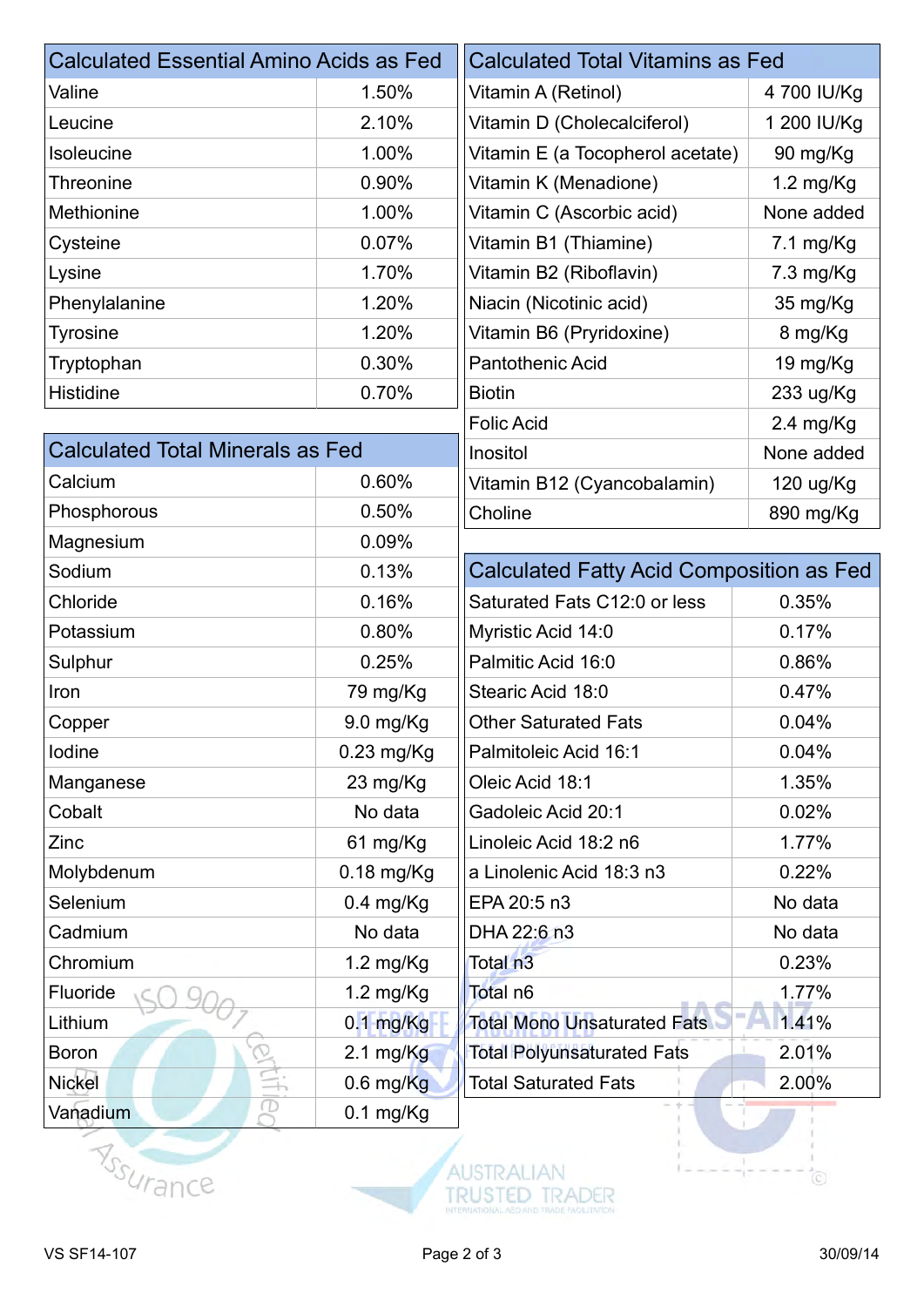| Calculated Essential Amino Acids as Fed | |
|---|---|
| Valine | 1.50% |
| Leucine | 2.10% |
| Isoleucine | 1.00% |
| Threonine | 0.90% |
| Methionine | 1.00% |
| Cysteine | 0.07% |
| Lysine | 1.70% |
| Phenylalanine | 1.20% |
| Tyrosine | 1.20% |
| Tryptophan | 0.30% |
| Histidine | 0.70% |

| Calculated Total Minerals as Fed | |
|---|---|
| Calcium | 0.60% |
| Phosphorous | 0.50% |
| Magnesium | 0.09% |
| Sodium | 0.13% |
| Chloride | 0.16% |
| Potassium | 0.80% |
| Sulphur | 0.25% |
| Iron | 79 mg/Kg |
| Copper | 9.0 mg/Kg |
| Iodine | 0.23 mg/Kg |
| Manganese | 23 mg/Kg |
| Cobalt | No data |
| Zinc | 61 mg/Kg |
| Molybdenum | 0.18 mg/Kg |
| Selenium | 0.4 mg/Kg |
| Cadmium | No data |
| Chromium | 1.2 mg/Kg |
| Fluoride | 1.2 mg/Kg |
| Lithium | 0.1 mg/Kg |
| Boron | 2.1 mg/Kg |
| Nickel | 0.6 mg/Kg |
| Vanadium | 0.1 mg/Kg |

| Calculated Total Vitamins as Fed | |
|---|---|
| Vitamin A (Retinol) | 4 700 IU/Kg |
| Vitamin D (Cholecalciferol) | 1 200 IU/Kg |
| Vitamin E (a Tocopherol acetate) | 90 mg/Kg |
| Vitamin K (Menadione) | 1.2 mg/Kg |
| Vitamin C (Ascorbic acid) | None added |
| Vitamin B1 (Thiamine) | 7.1 mg/Kg |
| Vitamin B2 (Riboflavin) | 7.3 mg/Kg |
| Niacin (Nicotinic acid) | 35 mg/Kg |
| Vitamin B6 (Pryridoxine) | 8 mg/Kg |
| Pantothenic Acid | 19 mg/Kg |
| Biotin | 233 ug/Kg |
| Folic Acid | 2.4 mg/Kg |
| Inositol | None added |
| Vitamin B12 (Cyancobalamin) | 120 ug/Kg |
| Choline | 890 mg/Kg |

| Calculated Fatty Acid Composition as Fed | |
|---|---|
| Saturated Fats C12:0 or less | 0.35% |
| Myristic Acid 14:0 | 0.17% |
| Palmitic Acid 16:0 | 0.86% |
| Stearic Acid 18:0 | 0.47% |
| Other Saturated Fats | 0.04% |
| Palmitoleic Acid 16:1 | 0.04% |
| Oleic Acid 18:1 | 1.35% |
| Gadoleic Acid 20:1 | 0.02% |
| Linoleic Acid 18:2 n6 | 1.77% |
| a Linolenic Acid 18:3 n3 | 0.22% |
| EPA 20:5 n3 | No data |
| DHA 22:6 n3 | No data |
| Total n3 | 0.23% |
| Total n6 | 1.77% |
| Total Mono Unsaturated Fats | 1.41% |
| Total Polyunsaturated Fats | 2.01% |
| Total Saturated Fats | 2.00% |

VS SF14-107

30/09/14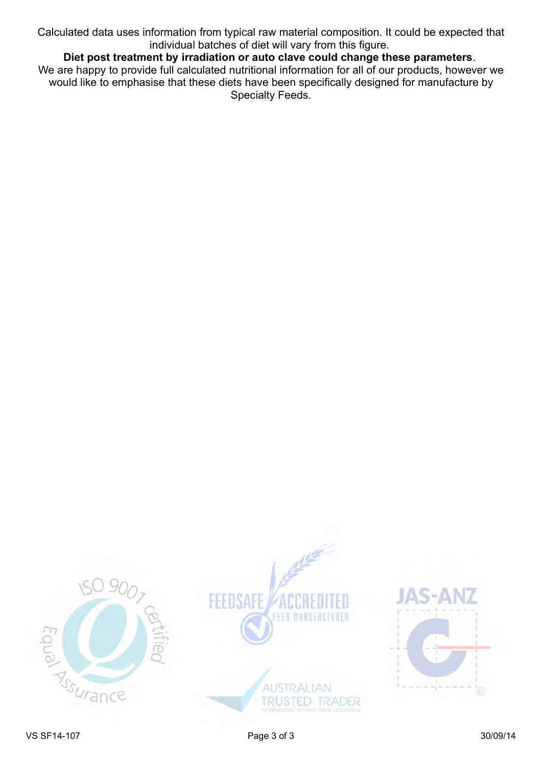Calculated data uses information from typical raw material composition. It could be expected that individual batches of diet will vary from this figure.

**Diet post treatment by irradiation or auto clave could change these parameters**.

We are happy to provide full calculated nutritional information for all of our products, however we would like to emphasise that these diets have been specifically designed for manufacture by Specialty Feeds.